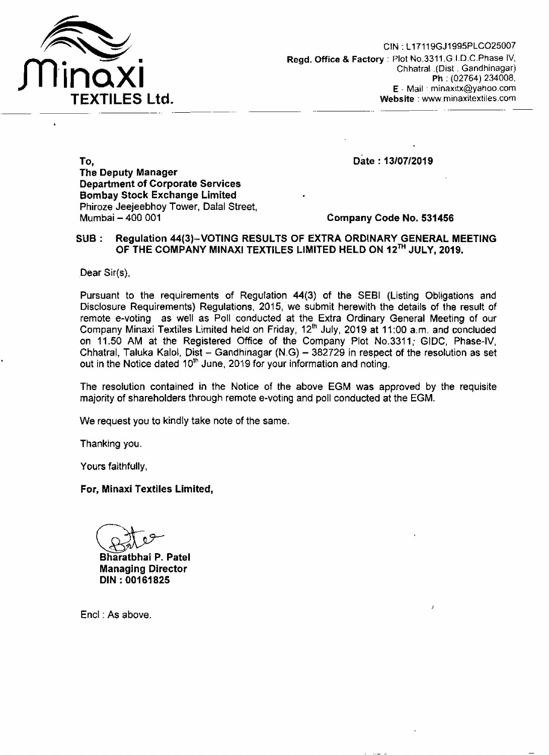**Minaxi TEXTILES Ltd.**

CIN : L17119GJ1995PLC025007
**Regd. Office & Factory** : Plot No.3311,G.I.D.C.Phase IV, Chhatral .(Dist . Gandhinagar)
**Ph** : (02764) 234008,
**E** - Mail : minaxitx@yahoo.com
**Website** : www.minaxitextiles.com

**To,**
**The Deputy Manager**
**Department of Corporate Services**
**Bombay Stock Exchange Limited**
Phiroze Jeejeebhoy Tower, Dalal Street,
Mumbai – 400 001

**Date : 13/07/2019**

**Company Code No. 531456**

**SUB : Regulation 44(3)–VOTING RESULTS OF EXTRA ORDINARY GENERAL MEETING OF THE COMPANY MINAXI TEXTILES LIMITED HELD ON 12TH JULY, 2019.**

Dear Sir(s),

Pursuant to the requirements of Regulation 44(3) of the SEBI (Listing Obligations and Disclosure Requirements) Regulations, 2015, we submit herewith the details of the result of remote e-voting as well as Poll conducted at the Extra Ordinary General Meeting of our Company Minaxi Textiles Limited held on Friday, 12th July, 2019 at 11:00 a.m. and concluded on 11.50 AM at the Registered Office of the Company Plot No.3311, GIDC, Phase-IV, Chhatral, Taluka Kalol, Dist – Gandhinagar (N.G) – 382729 in respect of the resolution as set out in the Notice dated 10th June, 2019 for your information and noting.

The resolution contained in the Notice of the above EGM was approved by the requisite majority of shareholders through remote e-voting and poll conducted at the EGM.

We request you to kindly take note of the same.

Thanking you.

Yours faithfully,

**For, Minaxi Textiles Limited,**

**Bharatbhai P. Patel**
**Managing Director**
**DIN : 00161825**

Encl : As above.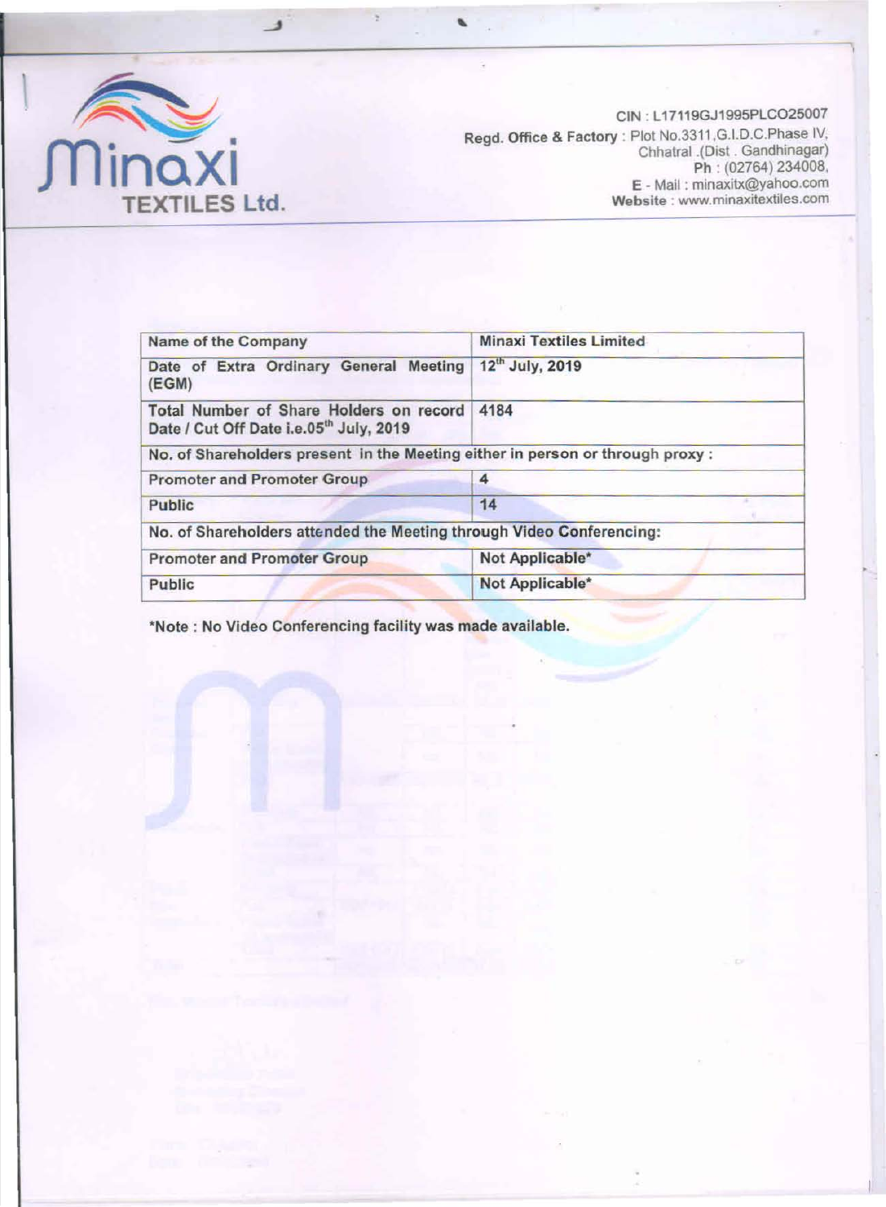**Minaxi TEXTILES Ltd.**

CIN : L17119GJ1995PLCO25007
Regd. Office & Factory : Plot No.3311,G.I.D.C.Phase IV, Chhatral .(Dist . Gandhinagar)
Ph : (02764) 234008,
E - Mail : minaxitx@yahoo.com
Website : www.minaxitextiles.com

| Name of the Company | Minaxi Textiles Limited |
|---|---|
| Date of Extra Ordinary General Meeting (EGM) | 12th July, 2019 |
| Total Number of Share Holders on record Date / Cut Off Date i.e.05th July, 2019 | 4184 |
| **No. of Shareholders present in the Meeting either in person or through proxy :** | |
| Promoter and Promoter Group | 4 |
| Public | 14 |
| **No. of Shareholders attended the Meeting through Video Conferencing:** | |
| Promoter and Promoter Group | Not Applicable* |
| Public | Not Applicable* |

*Note : No Video Conferencing facility was made available.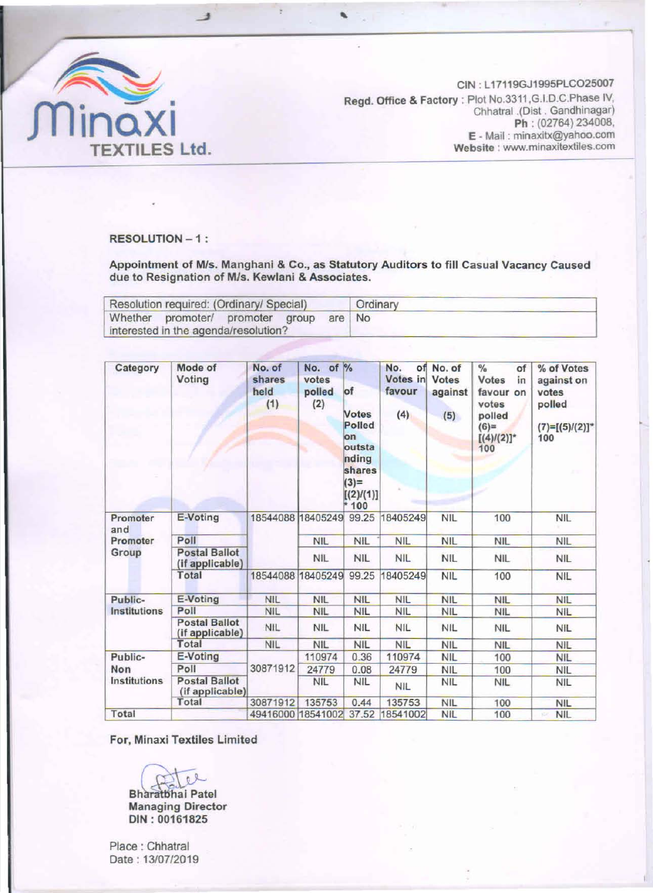**Minaxi TEXTILES Ltd.**

CIN : L17119GJ1995PLCO25007
Regd. Office & Factory : Plot No.3311,G.I.D.C.Phase IV, Chhatral .(Dist . Gandhinagar)
Ph : (02764) 234008,
E - Mail : minaxitx@yahoo.com
Website : www.minaxitextiles.com

**RESOLUTION – 1 :**

**Appointment of M/s. Manghani & Co., as Statutory Auditors to fill Casual Vacancy Caused due to Resignation of M/s. Kewlani & Associates.**

| | |
|---|---|
| Resolution required: (Ordinary/ Special) | Ordinary |
| Whether promoter/ promoter group are interested in the agenda/resolution? | No |

| Category | Mode of Voting | No. of shares held (1) | No. of votes polled (2) | % of Votes Polled on outstanding shares (3)=[(2)/(1)]* 100 | No. of Votes in favour (4) | No. of Votes against (5) | % of Votes in favour on votes polled (6)=[(4)/(2)]* 100 | % of Votes against on votes polled (7)=[(5)/(2)]* 100 |
|---|---|---|---|---|---|---|---|---|
| Promoter and Promoter Group | E-Voting | 18544088 | 18405249 | 99.25 | 18405249 | NIL | 100 | NIL |
| | Poll | | NIL | NIL | NIL | NIL | NIL | NIL |
| | Postal Ballot (if applicable) | | NIL | NIL | NIL | NIL | NIL | NIL |
| | Total | 18544088 | 18405249 | 99.25 | 18405249 | NIL | 100 | NIL |
| Public-Institutions | E-Voting | NIL | NIL | NIL | NIL | NIL | NIL | NIL |
| | Poll | NIL | NIL | NIL | NIL | NIL | NIL | NIL |
| | Postal Ballot (if applicable) | NIL | NIL | NIL | NIL | NIL | NIL | NIL |
| | Total | NIL | NIL | NIL | NIL | NIL | NIL | NIL |
| Public-Non Institutions | E-Voting | 30871912 | 110974 | 0.36 | 110974 | NIL | 100 | NIL |
| | Poll | | 24779 | 0.08 | 24779 | NIL | 100 | NIL |
| | Postal Ballot (if applicable) | | NIL | NIL | NIL | NIL | NIL | NIL |
| | Total | 30871912 | 135753 | 0.44 | 135753 | NIL | 100 | NIL |
| Total | | 49416000 | 18541002 | 37.52 | 18541002 | NIL | 100 | NIL |

**For, Minaxi Textiles Limited**

**Bharatbhai Patel**
**Managing Director**
**DIN : 00161825**

Place : Chhatral
Date : 13/07/2019